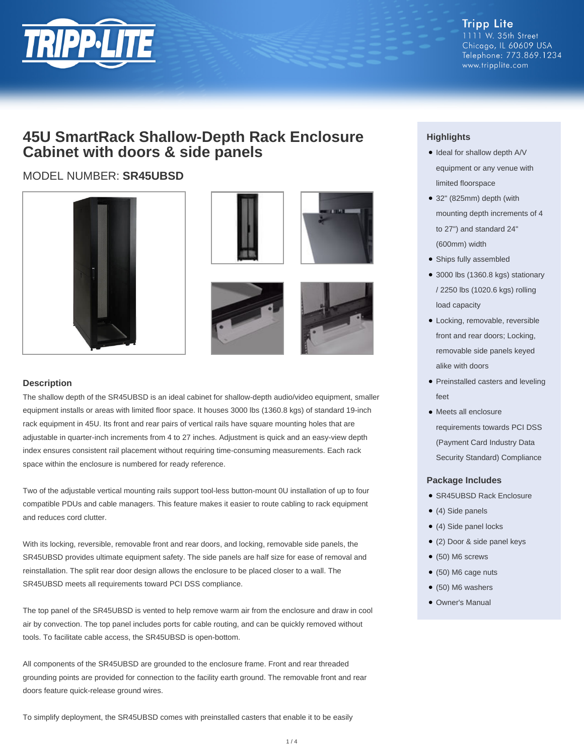Tripp Lite
1111 W. 35th Street
Chicago, IL 60609 USA
Telephone: 773.869.1234
www.tripplite.com

# 45U SmartRack Shallow-Depth Rack Enclosure Cabinet with doors & side panels

MODEL NUMBER: **SR45UBSD**

## Description

The shallow depth of the SR45UBSD is an ideal cabinet for shallow-depth audio/video equipment, smaller equipment installs or areas with limited floor space. It houses 3000 lbs (1360.8 kgs) of standard 19-inch rack equipment in 45U. Its front and rear pairs of vertical rails have square mounting holes that are adjustable in quarter-inch increments from 4 to 27 inches. Adjustment is quick and an easy-view depth index ensures consistent rail placement without requiring time-consuming measurements. Each rack space within the enclosure is numbered for ready reference.

Two of the adjustable vertical mounting rails support tool-less button-mount 0U installation of up to four compatible PDUs and cable managers. This feature makes it easier to route cabling to rack equipment and reduces cord clutter.

With its locking, reversible, removable front and rear doors, and locking, removable side panels, the SR45UBSD provides ultimate equipment safety. The side panels are half size for ease of removal and reinstallation. The split rear door design allows the enclosure to be placed closer to a wall. The SR45UBSD meets all requirements toward PCI DSS compliance.

The top panel of the SR45UBSD is vented to help remove warm air from the enclosure and draw in cool air by convection. The top panel includes ports for cable routing, and can be quickly removed without tools. To facilitate cable access, the SR45UBSD is open-bottom.

All components of the SR45UBSD are grounded to the enclosure frame. Front and rear threaded grounding points are provided for connection to the facility earth ground. The removable front and rear doors feature quick-release ground wires.

To simplify deployment, the SR45UBSD comes with preinstalled casters that enable it to be easily

## Highlights

- Ideal for shallow depth A/V equipment or any venue with limited floorspace
- 32" (825mm) depth (with mounting depth increments of 4 to 27") and standard 24" (600mm) width
- Ships fully assembled
- 3000 lbs (1360.8 kgs) stationary / 2250 lbs (1020.6 kgs) rolling load capacity
- Locking, removable, reversible front and rear doors; Locking, removable side panels keyed alike with doors
- Preinstalled casters and leveling feet
- Meets all enclosure requirements towards PCI DSS (Payment Card Industry Data Security Standard) Compliance

## Package Includes

- SR45UBSD Rack Enclosure
- (4) Side panels
- (4) Side panel locks
- (2) Door & side panel keys
- (50) M6 screws
- (50) M6 cage nuts
- (50) M6 washers
- Owner's Manual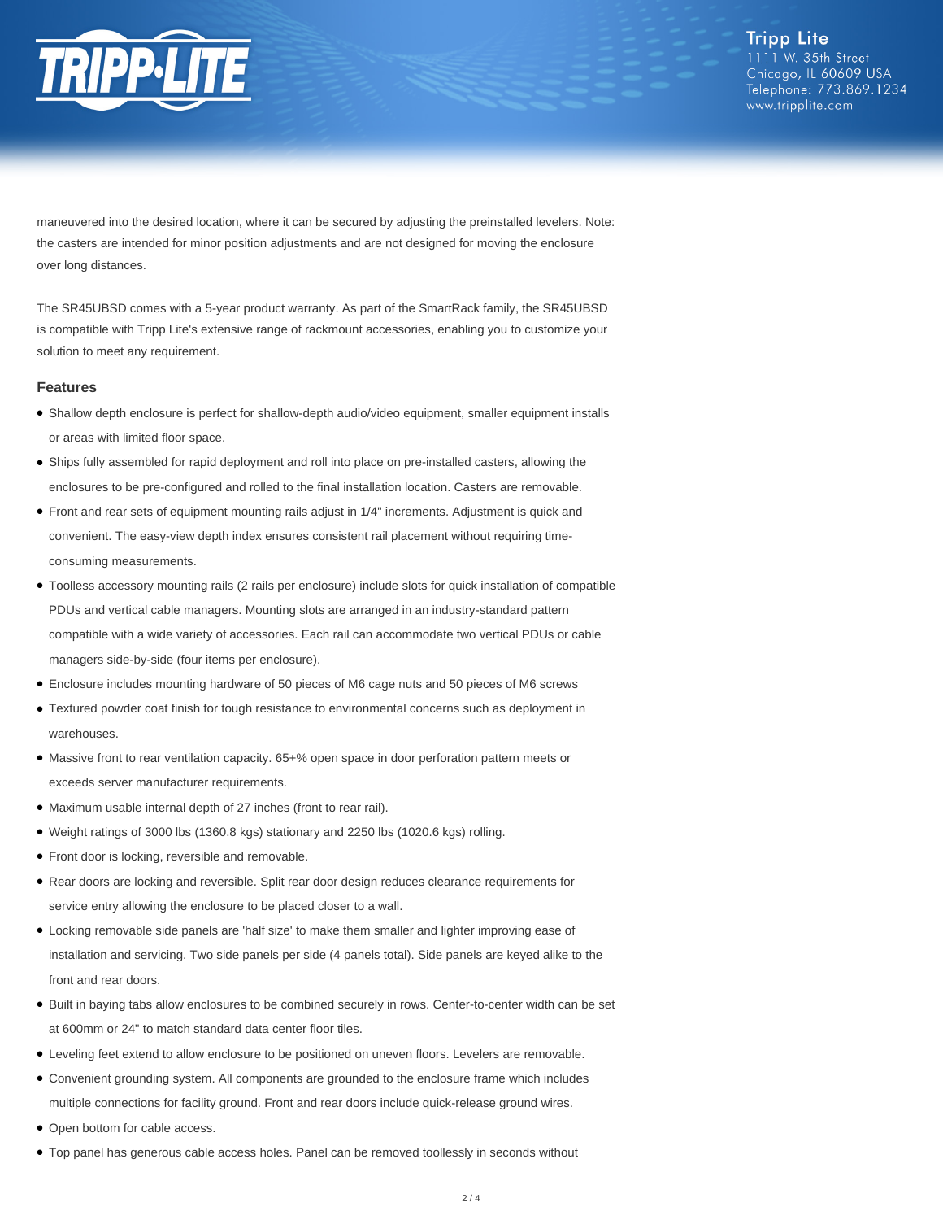maneuvered into the desired location, where it can be secured by adjusting the preinstalled levelers. Note: the casters are intended for minor position adjustments and are not designed for moving the enclosure over long distances.

The SR45UBSD comes with a 5-year product warranty. As part of the SmartRack family, the SR45UBSD is compatible with Tripp Lite's extensive range of rackmount accessories, enabling you to customize your solution to meet any requirement.

## Features

- Shallow depth enclosure is perfect for shallow-depth audio/video equipment, smaller equipment installs or areas with limited floor space.
- Ships fully assembled for rapid deployment and roll into place on pre-installed casters, allowing the enclosures to be pre-configured and rolled to the final installation location. Casters are removable.
- Front and rear sets of equipment mounting rails adjust in 1/4" increments. Adjustment is quick and convenient. The easy-view depth index ensures consistent rail placement without requiring time-consuming measurements.
- Toolless accessory mounting rails (2 rails per enclosure) include slots for quick installation of compatible PDUs and vertical cable managers. Mounting slots are arranged in an industry-standard pattern compatible with a wide variety of accessories. Each rail can accommodate two vertical PDUs or cable managers side-by-side (four items per enclosure).
- Enclosure includes mounting hardware of 50 pieces of M6 cage nuts and 50 pieces of M6 screws
- Textured powder coat finish for tough resistance to environmental concerns such as deployment in warehouses.
- Massive front to rear ventilation capacity. 65+% open space in door perforation pattern meets or exceeds server manufacturer requirements.
- Maximum usable internal depth of 27 inches (front to rear rail).
- Weight ratings of 3000 lbs (1360.8 kgs) stationary and 2250 lbs (1020.6 kgs) rolling.
- Front door is locking, reversible and removable.
- Rear doors are locking and reversible. Split rear door design reduces clearance requirements for service entry allowing the enclosure to be placed closer to a wall.
- Locking removable side panels are 'half size' to make them smaller and lighter improving ease of installation and servicing. Two side panels per side (4 panels total). Side panels are keyed alike to the front and rear doors.
- Built in baying tabs allow enclosures to be combined securely in rows. Center-to-center width can be set at 600mm or 24" to match standard data center floor tiles.
- Leveling feet extend to allow enclosure to be positioned on uneven floors. Levelers are removable.
- Convenient grounding system. All components are grounded to the enclosure frame which includes multiple connections for facility ground. Front and rear doors include quick-release ground wires.
- Open bottom for cable access.
- Top panel has generous cable access holes. Panel can be removed toollessly in seconds without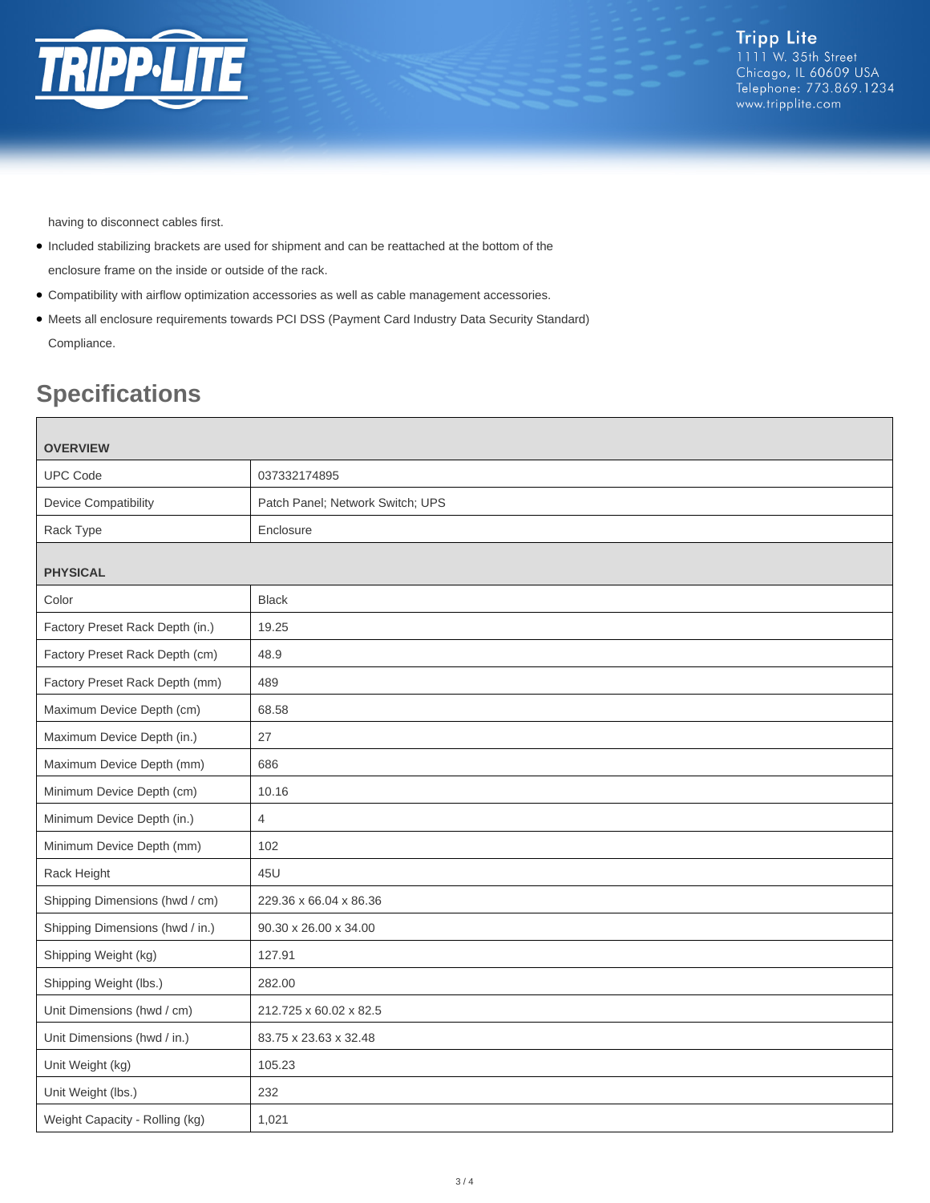having to disconnect cables first.

- Included stabilizing brackets are used for shipment and can be reattached at the bottom of the enclosure frame on the inside or outside of the rack.
- Compatibility with airflow optimization accessories as well as cable management accessories.
- Meets all enclosure requirements towards PCI DSS (Payment Card Industry Data Security Standard) Compliance.

## Specifications

| OVERVIEW | |
|---|---|
| UPC Code | 037332174895 |
| Device Compatibility | Patch Panel; Network Switch; UPS |
| Rack Type | Enclosure |
| **PHYSICAL** | |
| Color | Black |
| Factory Preset Rack Depth (in.) | 19.25 |
| Factory Preset Rack Depth (cm) | 48.9 |
| Factory Preset Rack Depth (mm) | 489 |
| Maximum Device Depth (cm) | 68.58 |
| Maximum Device Depth (in.) | 27 |
| Maximum Device Depth (mm) | 686 |
| Minimum Device Depth (cm) | 10.16 |
| Minimum Device Depth (in.) | 4 |
| Minimum Device Depth (mm) | 102 |
| Rack Height | 45U |
| Shipping Dimensions (hwd / cm) | 229.36 x 66.04 x 86.36 |
| Shipping Dimensions (hwd / in.) | 90.30 x 26.00 x 34.00 |
| Shipping Weight (kg) | 127.91 |
| Shipping Weight (lbs.) | 282.00 |
| Unit Dimensions (hwd / cm) | 212.725 x 60.02 x 82.5 |
| Unit Dimensions (hwd / in.) | 83.75 x 23.63 x 32.48 |
| Unit Weight (kg) | 105.23 |
| Unit Weight (lbs.) | 232 |
| Weight Capacity - Rolling (kg) | 1,021 |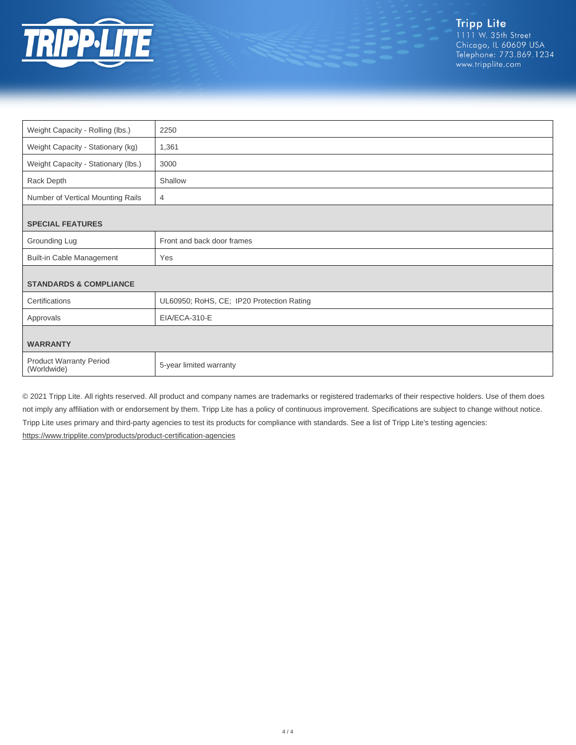| Weight Capacity - Rolling (lbs.) | 2250 |
| --- | --- |
| Weight Capacity - Stationary (kg) | 1,361 |
| Weight Capacity - Stationary (lbs.) | 3000 |
| Rack Depth | Shallow |
| Number of Vertical Mounting Rails | 4 |
| **SPECIAL FEATURES** | |
| Grounding Lug | Front and back door frames |
| Built-in Cable Management | Yes |
| **STANDARDS & COMPLIANCE** | |
| Certifications | UL60950; RoHS, CE; IP20 Protection Rating |
| Approvals | EIA/ECA-310-E |
| **WARRANTY** | |
| Product Warranty Period (Worldwide) | 5-year limited warranty |

© 2021 Tripp Lite. All rights reserved. All product and company names are trademarks or registered trademarks of their respective holders. Use of them does not imply any affiliation with or endorsement by them. Tripp Lite has a policy of continuous improvement. Specifications are subject to change without notice. Tripp Lite uses primary and third-party agencies to test its products for compliance with standards. See a list of Tripp Lite's testing agencies: https://www.tripplite.com/products/product-certification-agencies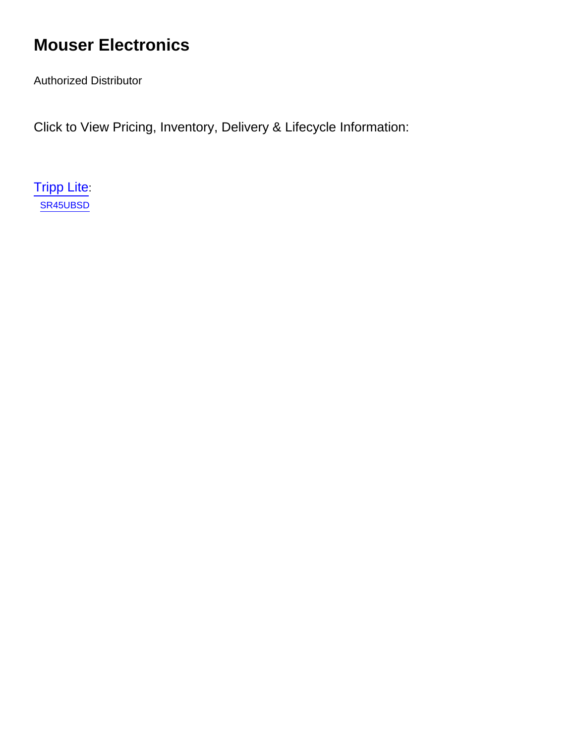# Mouser Electronics

Authorized Distributor

Click to View Pricing, Inventory, Delivery & Lifecycle Information:

Tripp Lite:

SR45UBSD